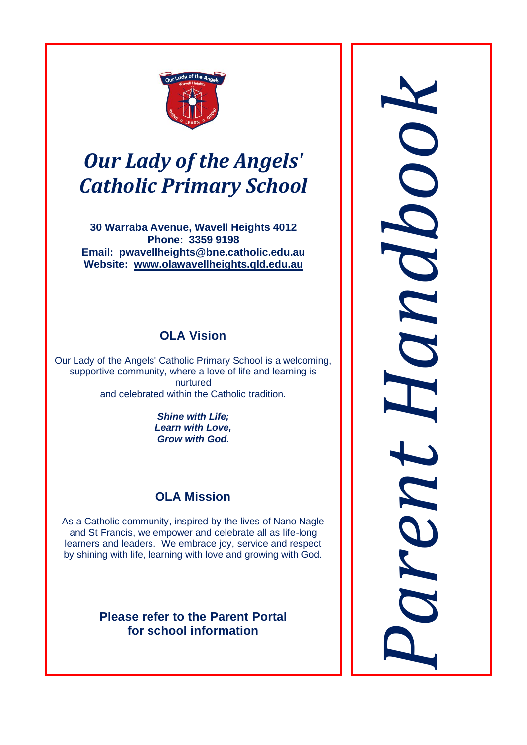# *Our Lady of the Angels' Catholic Primary School*

**30 Warraba Avenue, Wavell Heights 4012**
**Phone: 3359 9198**
**Email: pwavellheights@bne.catholic.edu.au**
**Website: www.olawavellheights.qld.edu.au**

## OLA Vision

Our Lady of the Angels' Catholic Primary School is a welcoming, supportive community, where a love of life and learning is nurtured and celebrated within the Catholic tradition.

***Shine with Life;***
***Learn with Love,***
***Grow with God.***

## OLA Mission

As a Catholic community, inspired by the lives of Nano Nagle and St Francis, we empower and celebrate all as life-long learners and leaders. We embrace joy, service and respect by shining with life, learning with love and growing with God.

**Please refer to the Parent Portal for school information**

# *Parent Handbook*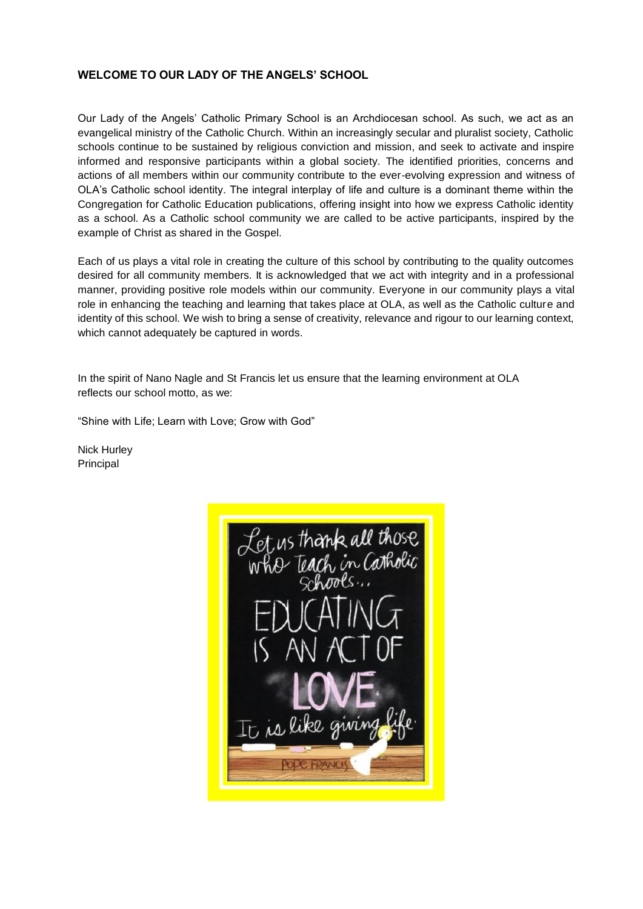## WELCOME TO OUR LADY OF THE ANGELS' SCHOOL

Our Lady of the Angels' Catholic Primary School is an Archdiocesan school. As such, we act as an evangelical ministry of the Catholic Church. Within an increasingly secular and pluralist society, Catholic schools continue to be sustained by religious conviction and mission, and seek to activate and inspire informed and responsive participants within a global society. The identified priorities, concerns and actions of all members within our community contribute to the ever-evolving expression and witness of OLA's Catholic school identity. The integral interplay of life and culture is a dominant theme within the Congregation for Catholic Education publications, offering insight into how we express Catholic identity as a school. As a Catholic school community we are called to be active participants, inspired by the example of Christ as shared in the Gospel.

Each of us plays a vital role in creating the culture of this school by contributing to the quality outcomes desired for all community members. It is acknowledged that we act with integrity and in a professional manner, providing positive role models within our community. Everyone in our community plays a vital role in enhancing the teaching and learning that takes place at OLA, as well as the Catholic culture and identity of this school. We wish to bring a sense of creativity, relevance and rigour to our learning context, which cannot adequately be captured in words.

In the spirit of Nano Nagle and St Francis let us ensure that the learning environment at OLA reflects our school motto, as we:

"Shine with Life; Learn with Love; Grow with God"

Nick Hurley
Principal

Let us thank all those who teach in Catholic schools... EDUCATING IS AN ACT OF LOVE. It is like giving life. POPE FRANCIS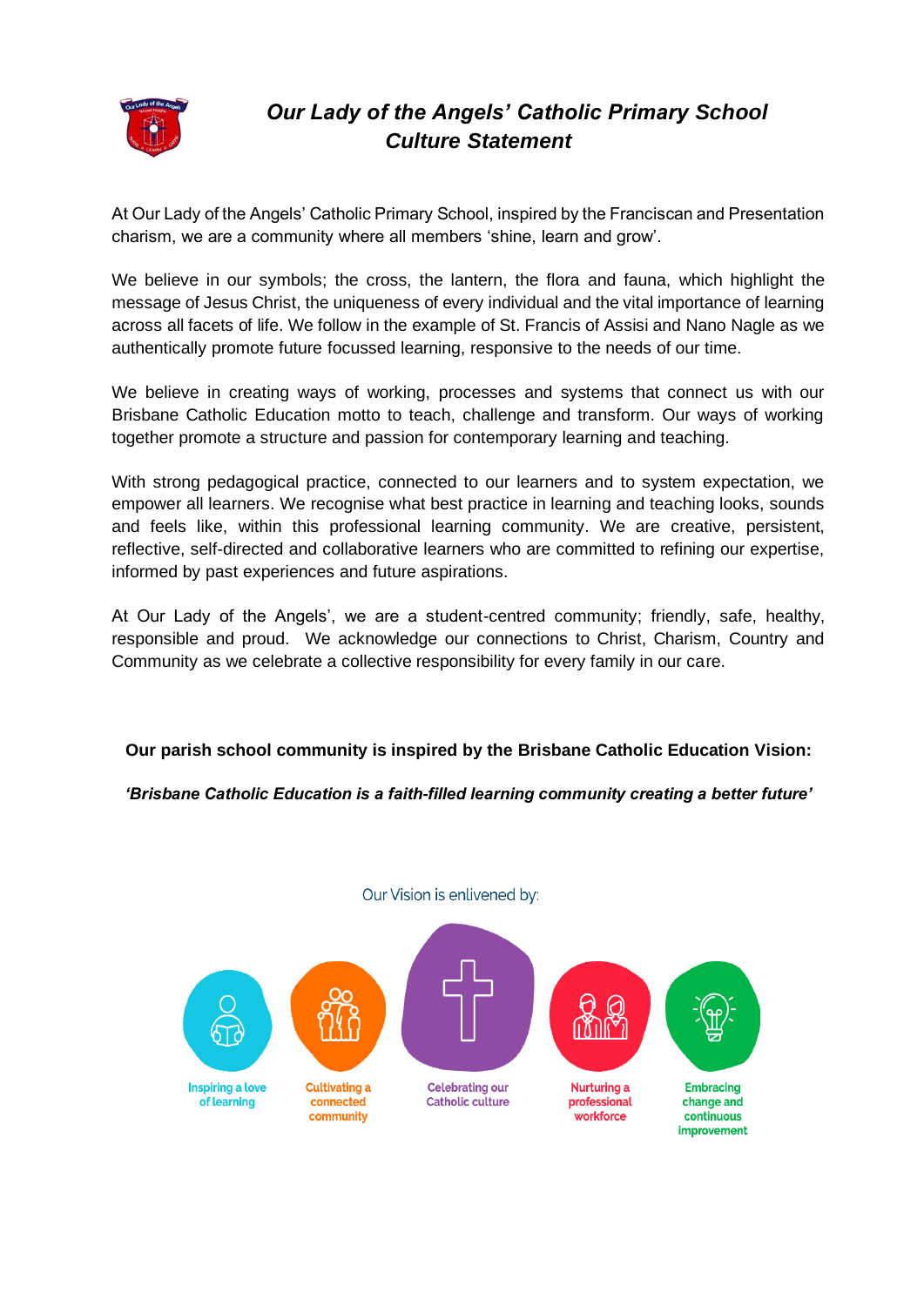# *Our Lady of the Angels' Catholic Primary School Culture Statement*

At Our Lady of the Angels' Catholic Primary School, inspired by the Franciscan and Presentation charism, we are a community where all members 'shine, learn and grow'.

We believe in our symbols; the cross, the lantern, the flora and fauna, which highlight the message of Jesus Christ, the uniqueness of every individual and the vital importance of learning across all facets of life. We follow in the example of St. Francis of Assisi and Nano Nagle as we authentically promote future focussed learning, responsive to the needs of our time.

We believe in creating ways of working, processes and systems that connect us with our Brisbane Catholic Education motto to teach, challenge and transform. Our ways of working together promote a structure and passion for contemporary learning and teaching.

With strong pedagogical practice, connected to our learners and to system expectation, we empower all learners. We recognise what best practice in learning and teaching looks, sounds and feels like, within this professional learning community. We are creative, persistent, reflective, self-directed and collaborative learners who are committed to refining our expertise, informed by past experiences and future aspirations.

At Our Lady of the Angels', we are a student-centred community; friendly, safe, healthy, responsible and proud. We acknowledge our connections to Christ, Charism, Country and Community as we celebrate a collective responsibility for every family in our care.

**Our parish school community is inspired by the Brisbane Catholic Education Vision:**

***'Brisbane Catholic Education is a faith-filled learning community creating a better future'***

Our Vision is enlivened by:

- Inspiring a love of learning
- Cultivating a connected community
- Celebrating our Catholic culture
- Nurturing a professional workforce
- Embracing change and continuous improvement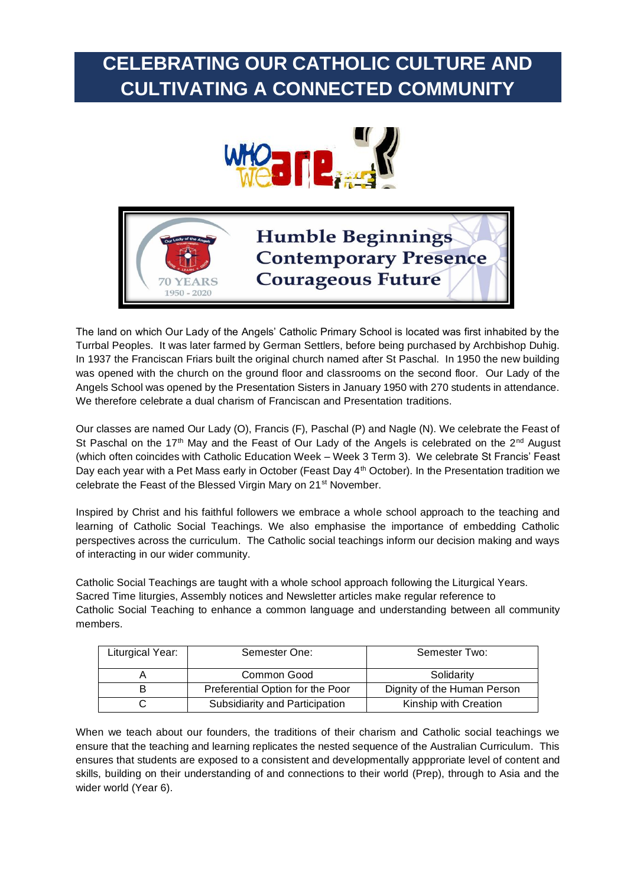# CELEBRATING OUR CATHOLIC CULTURE AND CULTIVATING A CONNECTED COMMUNITY

The land on which Our Lady of the Angels' Catholic Primary School is located was first inhabited by the Turrbal Peoples. It was later farmed by German Settlers, before being purchased by Archbishop Duhig. In 1937 the Franciscan Friars built the original church named after St Paschal. In 1950 the new building was opened with the church on the ground floor and classrooms on the second floor. Our Lady of the Angels School was opened by the Presentation Sisters in January 1950 with 270 students in attendance. We therefore celebrate a dual charism of Franciscan and Presentation traditions.

Our classes are named Our Lady (O), Francis (F), Paschal (P) and Nagle (N). We celebrate the Feast of St Paschal on the 17th May and the Feast of Our Lady of the Angels is celebrated on the 2nd August (which often coincides with Catholic Education Week – Week 3 Term 3). We celebrate St Francis' Feast Day each year with a Pet Mass early in October (Feast Day 4th October). In the Presentation tradition we celebrate the Feast of the Blessed Virgin Mary on 21st November.

Inspired by Christ and his faithful followers we embrace a whole school approach to the teaching and learning of Catholic Social Teachings. We also emphasise the importance of embedding Catholic perspectives across the curriculum. The Catholic social teachings inform our decision making and ways of interacting in our wider community.

Catholic Social Teachings are taught with a whole school approach following the Liturgical Years. Sacred Time liturgies, Assembly notices and Newsletter articles make regular reference to Catholic Social Teaching to enhance a common language and understanding between all community members.

| Liturgical Year: | Semester One: | Semester Two: |
|---|---|---|
| A | Common Good | Solidarity |
| B | Preferential Option for the Poor | Dignity of the Human Person |
| C | Subsidiarity and Participation | Kinship with Creation |

When we teach about our founders, the traditions of their charism and Catholic social teachings we ensure that the teaching and learning replicates the nested sequence of the Australian Curriculum. This ensures that students are exposed to a consistent and developmentally apppr​oriate level of content and skills, building on their understanding of and connections to their world (Prep), through to Asia and the wider world (Year 6).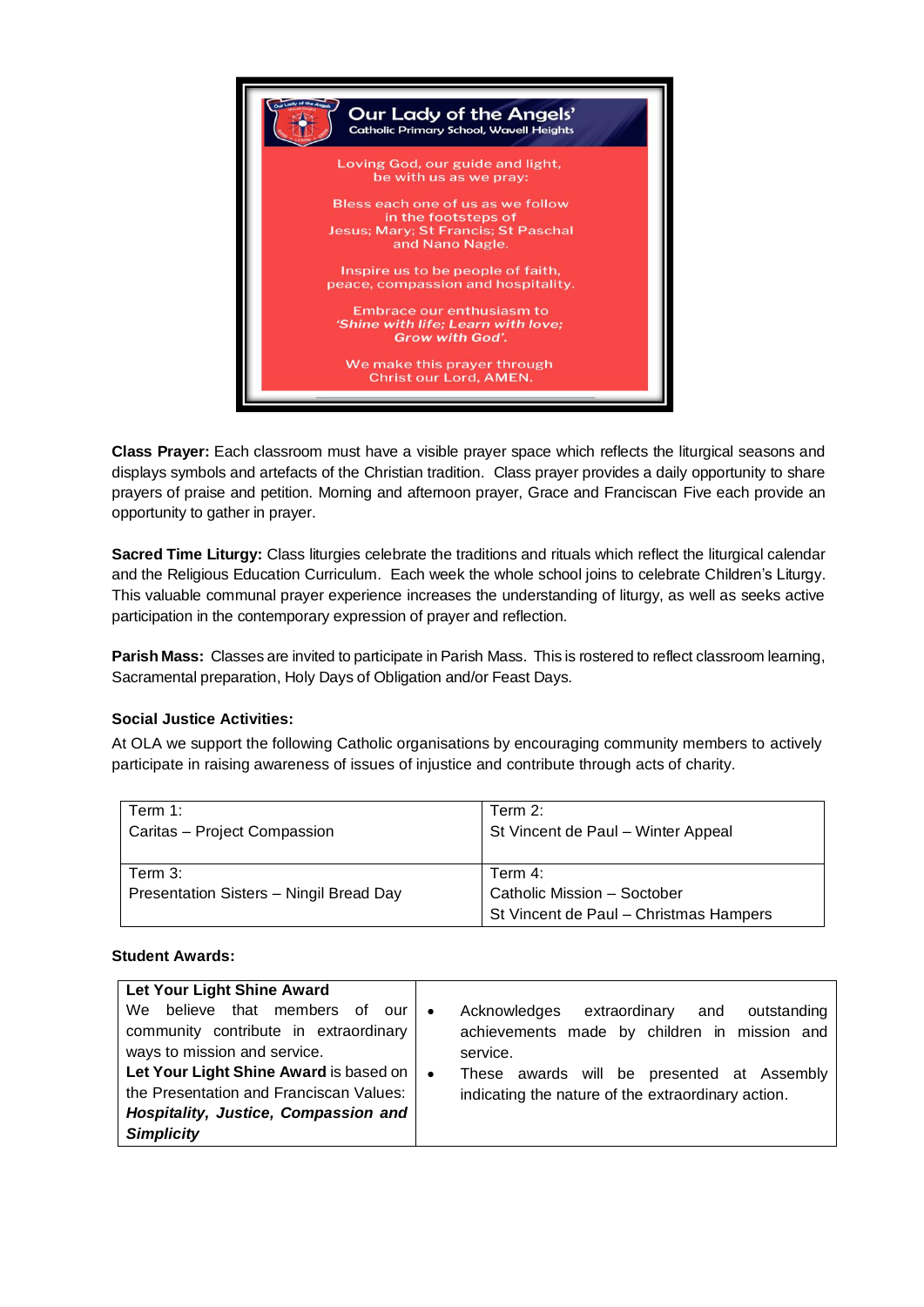**Our Lady of the Angels'**
Catholic Primary School, Wavell Heights

Loving God, our guide and light,
be with us as we pray:

Bless each one of us as we follow
in the footsteps of
Jesus; Mary; St Francis; St Paschal
and Nano Nagle.

Inspire us to be people of faith,
peace, compassion and hospitality.

Embrace our enthusiasm to
*'Shine with life; Learn with love;
Grow with God'.*

We make this prayer through
Christ our Lord, AMEN.

**Class Prayer:** Each classroom must have a visible prayer space which reflects the liturgical seasons and displays symbols and artefacts of the Christian tradition. Class prayer provides a daily opportunity to share prayers of praise and petition. Morning and afternoon prayer, Grace and Franciscan Five each provide an opportunity to gather in prayer.

**Sacred Time Liturgy:** Class liturgies celebrate the traditions and rituals which reflect the liturgical calendar and the Religious Education Curriculum. Each week the whole school joins to celebrate Children's Liturgy. This valuable communal prayer experience increases the understanding of liturgy, as well as seeks active participation in the contemporary expression of prayer and reflection.

**Parish Mass:** Classes are invited to participate in Parish Mass. This is rostered to reflect classroom learning, Sacramental preparation, Holy Days of Obligation and/or Feast Days.

**Social Justice Activities:**

At OLA we support the following Catholic organisations by encouraging community members to actively participate in raising awareness of issues of injustice and contribute through acts of charity.

| Term 1:<br>Caritas – Project Compassion | Term 2:<br>St Vincent de Paul – Winter Appeal |
|---|---|
| Term 3:<br>Presentation Sisters – Ningil Bread Day | Term 4:<br>Catholic Mission – Soctober<br>St Vincent de Paul – Christmas Hampers |

**Student Awards:**

| **Let Your Light Shine Award**<br>We believe that members of our community contribute in extraordinary ways to mission and service.<br>**Let Your Light Shine Award** is based on the Presentation and Franciscan Values: ***Hospitality, Justice, Compassion and Simplicity*** | • Acknowledges extraordinary and outstanding achievements made by children in mission and service.<br>• These awards will be presented at Assembly indicating the nature of the extraordinary action. |
|---|---|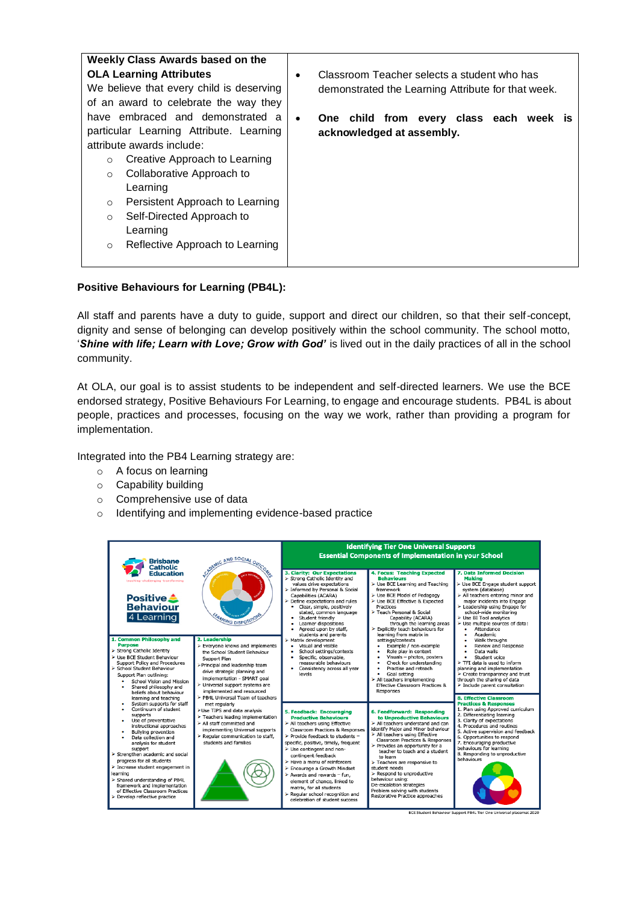| **Weekly Class Awards based on the OLA Learning Attributes** We believe that every child is deserving of an award to celebrate the way they have embraced and demonstrated a particular Learning Attribute. Learning attribute awards include: <br>○ Creative Approach to Learning<br>○ Collaborative Approach to Learning<br>○ Persistent Approach to Learning<br>○ Self-Directed Approach to Learning<br>○ Reflective Approach to Learning | • Classroom Teacher selects a student who has demonstrated the Learning Attribute for that week.<br>• **One child from every class each week is acknowledged at assembly.** |
|---|---|

**Positive Behaviours for Learning (PB4L):**

All staff and parents have a duty to guide, support and direct our children, so that their self-concept, dignity and sense of belonging can develop positively within the school community. The school motto, '***Shine with life; Learn with Love; Grow with God'*** is lived out in the daily practices of all in the school community.

At OLA, our goal is to assist students to be independent and self-directed learners. We use the BCE endorsed strategy, Positive Behaviours For Learning, to engage and encourage students. PB4L is about people, practices and processes, focusing on the way we work, rather than providing a program for implementation.

Integrated into the PB4 Learning strategy are:

- A focus on learning
- Capability building
- Comprehensive use of data
- Identifying and implementing evidence-based practice

**Identifying Tier One Universal Supports**
**Essential Components of Implementation in your School**

Brisbane Catholic Education — Positive Behaviour 4 Learning

**1. Common Philosophy and Purpose**
- Strong Catholic Identity
- Use BCE Student Behaviour Support Policy and Procedures
- School Student Behaviour Support Plan outlining:
  - School Vision and Mission
  - Shared philosophy and beliefs about behaviour learning and teaching
  - System supports for staff
  - Continuum of student supports
  - Use of preventative instructional approaches
  - Bullying prevention
  - Data collection and analysis for student support
- Strengthen academic and social progress for all students
- Increase student engagement in learning
- Shared understanding of PB4L framework and implementation of Effective Classroom Practices
- Develop reflective practice

**2. Leadership**
- Everyone knows and implements the School Student Behaviour Support Plan
- Principal and leadership team drive strategic planning and implementation - SMART goal
- Universal support systems are implemented and resourced
- PB4L Universal Team of teachers met regularly
- Use TIPS and data analysis
- Teachers leading implementation
- All staff committed and implementing Universal supports
- Regular communication to staff, students and families

**3. Clarity: Our Expectations**
- Strong Catholic Identity and values drive expectations
- Informed by Personal & Social Capabilities (ACARA)
- Define expectations and rules
  - Clear, simple, positively stated, common language
  - Student friendly
  - Learner dispositions
  - Agreed upon by staff, students and parents
- Matrix development
  - Visual and visible
  - School settings/contexts
  - Specific, observable, measurable behaviours
  - Consistency across all year levels

**4. Focus: Teaching Expected Behaviours**
- Use BCE Learning and Teaching framework
- Use BCE Model of Pedagogy
- Use BCE Effective & Expected Practices
- Teach Personal & Social Capability (ACARA) through the learning areas
- Explicitly teach behaviours for learning from matrix in settings/contexts
  - Example / non-example
  - Role play in context
  - Visuals – photos, posters
  - Check for understanding
  - Practise and reteach
  - Goal setting
- All teachers implementing Effective Classroom Practices & Responses

**5. Feedback: Encouraging Productive Behaviours**
- All teachers using Effective Classroom Practices & Responses
- Provide feedback to students – specific, positive, timely, frequent
- Use contingent and non-contingent feedback
- Have a menu of reinforcers
- Encourage a Growth Mindset
- Awards and rewards – fun, element of chance, linked to matrix, for all students
- Regular school recognition and celebration of student success

**6. Feedforward: Responding to Unproductive Behaviours**
- All teachers understand and can identify Major and Minor behaviour
- All teachers using Effective Classroom Practices & Responses
- Provides an opportunity for a teacher to teach and a student to learn
- Teachers are responsive to student needs
- Respond to unproductive behaviour using: De-escalation strategies Problem solving with students Restorative Practice approaches

**7. Data Informed Decision Making**
- Use BCE Engage student support system (database)
- All teachers entering minor and major incidents into Engage
- Leadership using Engage for school-wide monitoring
- Use BI Tool analytics
- Use multiple sources of data:
  - Attendance
  - Academic
  - Walk throughs
  - Review and Response
  - Data walls
  - Student voice
- TFI data is used to inform planning and implementation
- Create transparency and trust through the sharing of data
- Include parent consultation

**8. Effective Classroom Practices & Responses**
1. Plan using Approved curriculum
2. Differentiating learning
3. Clarity of expectations
4. Procedures and routines
5. Active supervision and feedback
6. Opportunities to respond
7. Encouraging productive behaviours for learning
8. Responding to unproductive behaviours

BCE Student Behaviour Support PB4L Tier One Universal placemat 2020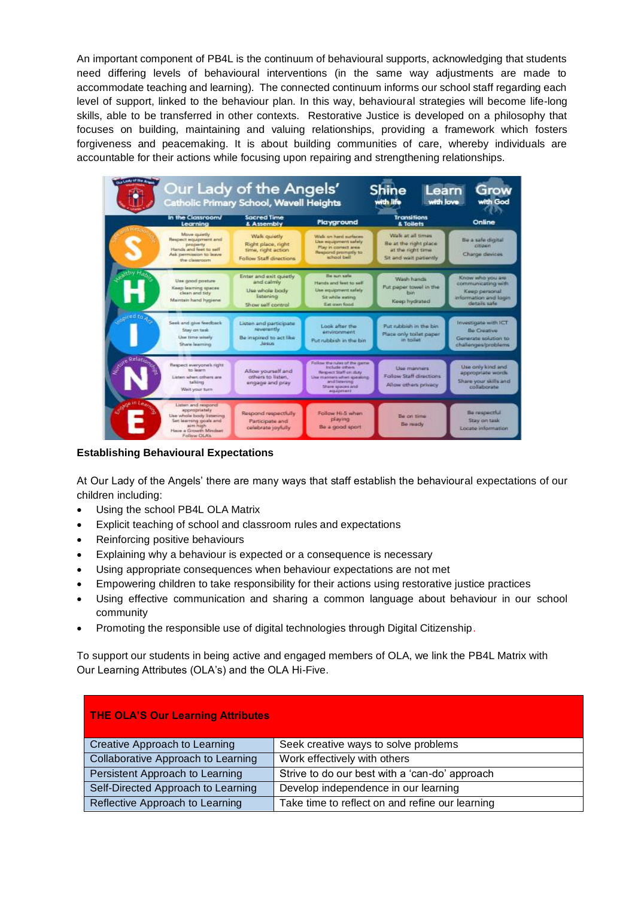An important component of PB4L is the continuum of behavioural supports, acknowledging that students need differing levels of behavioural interventions (in the same way adjustments are made to accommodate teaching and learning). The connected continuum informs our school staff regarding each level of support, linked to the behaviour plan. In this way, behavioural strategies will become life-long skills, able to be transferred in other contexts. Restorative Justice is developed on a philosophy that focuses on building, maintaining and valuing relationships, providing a framework which fosters forgiveness and peacemaking. It is about building communities of care, whereby individuals are accountable for their actions while focusing upon repairing and strengthening relationships.

**Our Lady of the Angels' Catholic Primary School, Wavell Heights** — Shine with life | Learn with love | Grow with God

| | In the Classroom/ Learning | Sacred Time & Assembly | Playground | Transitions & Toilets | Online |
|---|---|---|---|---|---|
| **S** (Safe and Responsible) | Move quietly<br>Respect equipment and property<br>Hands and feet to self<br>Ask permission to leave the classroom | Walk quietly<br>Right place, right time, right action<br>Follow Staff directions | Walk on hard surfaces<br>Use equipment safely<br>Play in correct area<br>Respond promptly to school bell | Walk at all times<br>Be at the right place at the right time<br>Sit and wait patiently | Be a safe digital citizen<br>Charge devices |
| **H** (Healthy Habits) | Use good posture<br>Keep learning spaces clean and tidy<br>Maintain hand hygiene | Enter and exit quietly and calmly<br>Use whole body listening<br>Show self control | Be sun safe<br>Hands and feet to self<br>Use equipment safely<br>Sit while eating<br>Eat own food | Wash hands<br>Put paper towel in the bin<br>Keep hydrated | Know who you are communicating with<br>Keep personal information and login details safe |
| **I** (Inspired to Act) | Seek and give feedback<br>Stay on task<br>Use time wisely<br>Share learning | Listen and participate reverently<br>Be inspired to act like Jesus | Look after the environment<br>Put rubbish in the bin | Put rubbish in the bin<br>Place only toilet paper in toilet | Investigate with ICT<br>Be Creative<br>Generate solution to challenges/problems |
| **N** (Nurture Relationships) | Respect everyone's right to learn<br>Listen when others are talking<br>Wait your turn | Allow yourself and others to listen, engage and pray | Follow the rules of the game<br>Include others<br>Respect Staff on duty<br>Use manners when speaking and listening<br>Share spaces and equipment | Use manners<br>Follow Staff directions<br>Allow others privacy | Use only kind and appropriate words<br>Share your skills and collaborate |
| **E** (Engage in Learning) | Listen and respond appropriately<br>Use whole body listening<br>Set learning goals and aim high<br>Have a Growth Mindset<br>Follow OLAs | Respond respectfully<br>Participate and celebrate joyfully | Follow Hi-5 when playing<br>Be a good sport | Be on time<br>Be ready | Be respectful<br>Stay on task<br>Locate information |

**Establishing Behavioural Expectations**

At Our Lady of the Angels' there are many ways that staff establish the behavioural expectations of our children including:

- Using the school PB4L OLA Matrix
- Explicit teaching of school and classroom rules and expectations
- Reinforcing positive behaviours
- Explaining why a behaviour is expected or a consequence is necessary
- Using appropriate consequences when behaviour expectations are not met
- Empowering children to take responsibility for their actions using restorative justice practices
- Using effective communication and sharing a common language about behaviour in our school community
- Promoting the responsible use of digital technologies through Digital Citizenship.

To support our students in being active and engaged members of OLA, we link the PB4L Matrix with Our Learning Attributes (OLA's) and the OLA Hi-Five.

| **THE OLA'S Our Learning Attributes** | |
|---|---|
| Creative Approach to Learning | Seek creative ways to solve problems |
| Collaborative Approach to Learning | Work effectively with others |
| Persistent Approach to Learning | Strive to do our best with a 'can-do' approach |
| Self-Directed Approach to Learning | Develop independence in our learning |
| Reflective Approach to Learning | Take time to reflect on and refine our learning |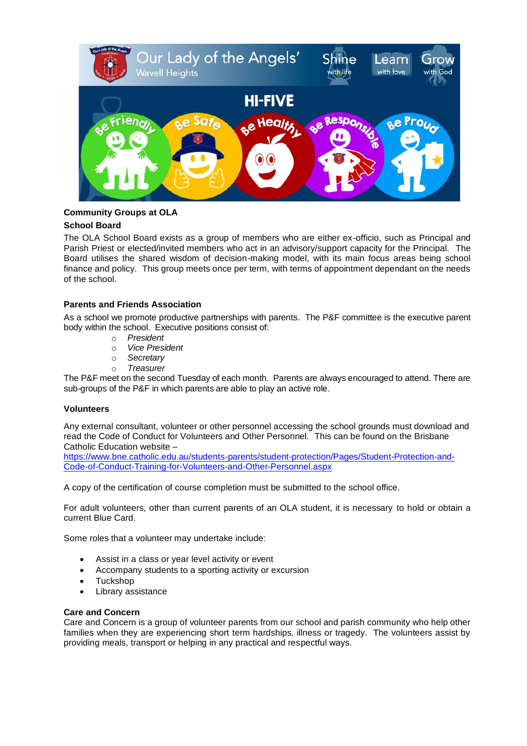**Community Groups at OLA**

**School Board**

The OLA School Board exists as a group of members who are either ex-officio, such as Principal and Parish Priest or elected/invited members who act in an advisory/support capacity for the Principal. The Board utilises the shared wisdom of decision-making model, with its main focus areas being school finance and policy. This group meets once per term, with terms of appointment dependant on the needs of the school.

**Parents and Friends Association**

As a school we promote productive partnerships with parents. The P&F committee is the executive parent body within the school. Executive positions consist of:

- *President*
- *Vice President*
- *Secretary*
- *Treasurer*

The P&F meet on the second Tuesday of each month. Parents are always encouraged to attend. There are sub-groups of the P&F in which parents are able to play an active role.

**Volunteers**

Any external consultant, volunteer or other personnel accessing the school grounds must download and read the Code of Conduct for Volunteers and Other Personnel. This can be found on the Brisbane Catholic Education website –
https://www.bne.catholic.edu.au/students-parents/student-protection/Pages/Student-Protection-and-Code-of-Conduct-Training-for-Volunteers-and-Other-Personnel.aspx

A copy of the certification of course completion must be submitted to the school office.

For adult volunteers, other than current parents of an OLA student, it is necessary to hold or obtain a current Blue Card.

Some roles that a volunteer may undertake include:

- Assist in a class or year level activity or event
- Accompany students to a sporting activity or excursion
- Tuckshop
- Library assistance

**Care and Concern**

Care and Concern is a group of volunteer parents from our school and parish community who help other families when they are experiencing short term hardships, illness or tragedy. The volunteers assist by providing meals, transport or helping in any practical and respectful ways.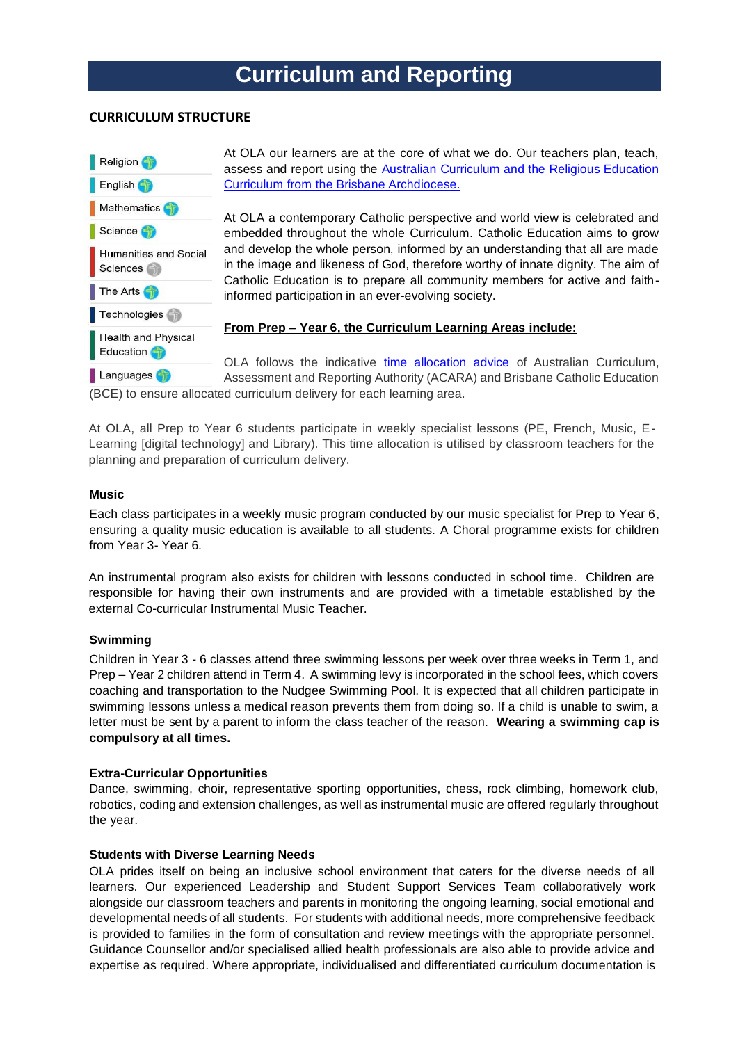# Curriculum and Reporting

## CURRICULUM STRUCTURE

- Religion
- English
- Mathematics
- Science
- Humanities and Social Sciences
- The Arts
- Technologies
- Health and Physical Education
- Languages

At OLA our learners are at the core of what we do. Our teachers plan, teach, assess and report using the Australian Curriculum and the Religious Education Curriculum from the Brisbane Archdiocese.

At OLA a contemporary Catholic perspective and world view is celebrated and embedded throughout the whole Curriculum. Catholic Education aims to grow and develop the whole person, informed by an understanding that all are made in the image and likeness of God, therefore worthy of innate dignity. The aim of Catholic Education is to prepare all community members for active and faith-informed participation in an ever-evolving society.

**From Prep – Year 6, the Curriculum Learning Areas include:**

OLA follows the indicative time allocation advice of Australian Curriculum, Assessment and Reporting Authority (ACARA) and Brisbane Catholic Education (BCE) to ensure allocated curriculum delivery for each learning area.

At OLA, all Prep to Year 6 students participate in weekly specialist lessons (PE, French, Music, E-Learning [digital technology] and Library). This time allocation is utilised by classroom teachers for the planning and preparation of curriculum delivery.

### Music

Each class participates in a weekly music program conducted by our music specialist for Prep to Year 6, ensuring a quality music education is available to all students. A Choral programme exists for children from Year 3- Year 6.

An instrumental program also exists for children with lessons conducted in school time. Children are responsible for having their own instruments and are provided with a timetable established by the external Co-curricular Instrumental Music Teacher.

### Swimming

Children in Year 3 - 6 classes attend three swimming lessons per week over three weeks in Term 1, and Prep – Year 2 children attend in Term 4. A swimming levy is incorporated in the school fees, which covers coaching and transportation to the Nudgee Swimming Pool. It is expected that all children participate in swimming lessons unless a medical reason prevents them from doing so. If a child is unable to swim, a letter must be sent by a parent to inform the class teacher of the reason. **Wearing a swimming cap is compulsory at all times.**

### Extra-Curricular Opportunities

Dance, swimming, choir, representative sporting opportunities, chess, rock climbing, homework club, robotics, coding and extension challenges, as well as instrumental music are offered regularly throughout the year.

### Students with Diverse Learning Needs

OLA prides itself on being an inclusive school environment that caters for the diverse needs of all learners. Our experienced Leadership and Student Support Services Team collaboratively work alongside our classroom teachers and parents in monitoring the ongoing learning, social emotional and developmental needs of all students. For students with additional needs, more comprehensive feedback is provided to families in the form of consultation and review meetings with the appropriate personnel. Guidance Counsellor and/or specialised allied health professionals are also able to provide advice and expertise as required. Where appropriate, individualised and differentiated curriculum documentation is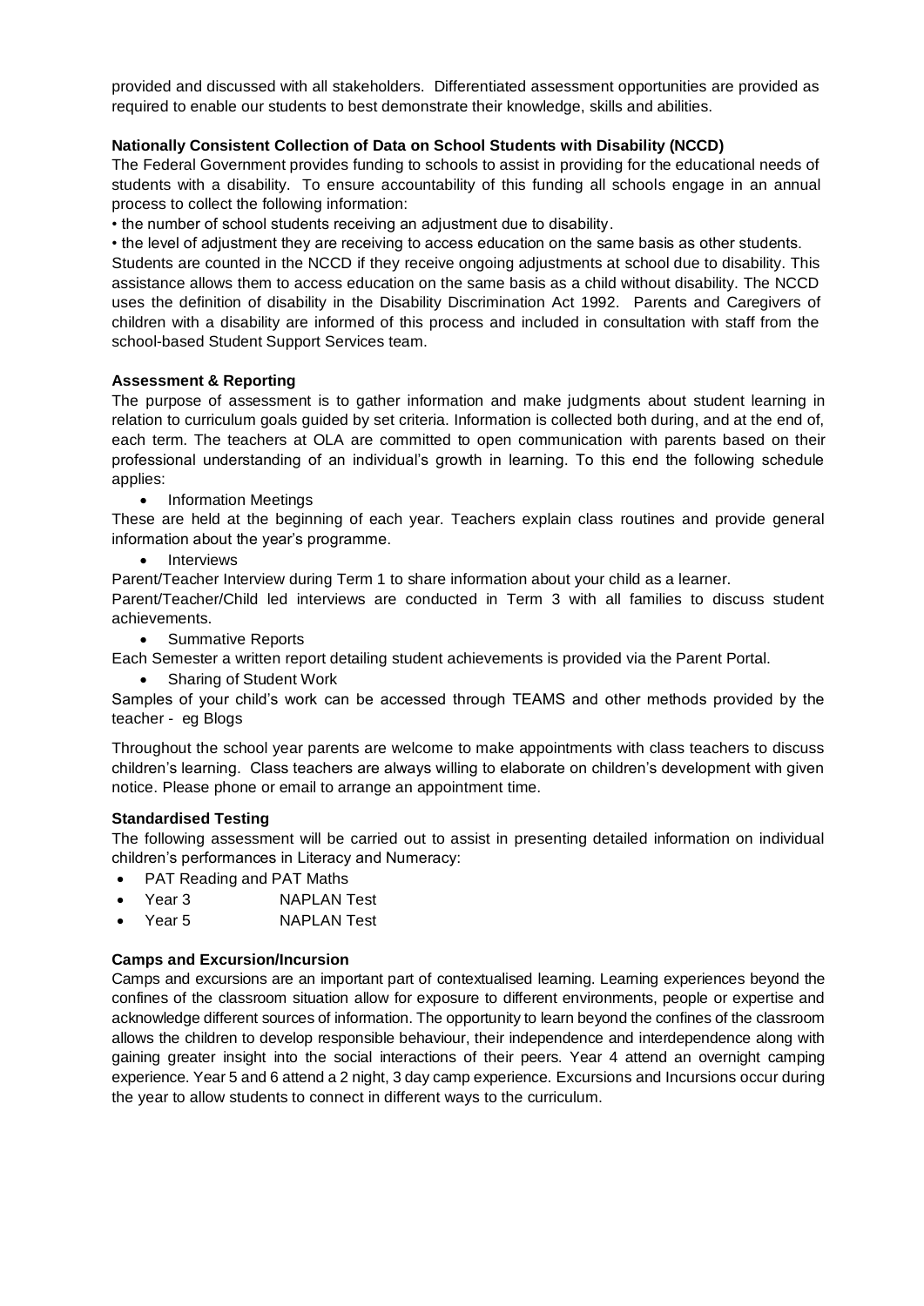provided and discussed with all stakeholders. Differentiated assessment opportunities are provided as required to enable our students to best demonstrate their knowledge, skills and abilities.

**Nationally Consistent Collection of Data on School Students with Disability (NCCD)**

The Federal Government provides funding to schools to assist in providing for the educational needs of students with a disability. To ensure accountability of this funding all schools engage in an annual process to collect the following information:

• the number of school students receiving an adjustment due to disability.

• the level of adjustment they are receiving to access education on the same basis as other students.

Students are counted in the NCCD if they receive ongoing adjustments at school due to disability. This assistance allows them to access education on the same basis as a child without disability. The NCCD uses the definition of disability in the Disability Discrimination Act 1992. Parents and Caregivers of children with a disability are informed of this process and included in consultation with staff from the school-based Student Support Services team.

**Assessment & Reporting**

The purpose of assessment is to gather information and make judgments about student learning in relation to curriculum goals guided by set criteria. Information is collected both during, and at the end of, each term. The teachers at OLA are committed to open communication with parents based on their professional understanding of an individual's growth in learning. To this end the following schedule applies:

- Information Meetings

These are held at the beginning of each year. Teachers explain class routines and provide general information about the year's programme.

- Interviews

Parent/Teacher Interview during Term 1 to share information about your child as a learner.

Parent/Teacher/Child led interviews are conducted in Term 3 with all families to discuss student achievements.

- Summative Reports

Each Semester a written report detailing student achievements is provided via the Parent Portal.

- Sharing of Student Work

Samples of your child's work can be accessed through TEAMS and other methods provided by the teacher - eg Blogs

Throughout the school year parents are welcome to make appointments with class teachers to discuss children's learning. Class teachers are always willing to elaborate on children's development with given notice. Please phone or email to arrange an appointment time.

**Standardised Testing**

The following assessment will be carried out to assist in presenting detailed information on individual children's performances in Literacy and Numeracy:

- PAT Reading and PAT Maths
- Year 3 NAPLAN Test
- Year 5 NAPLAN Test

**Camps and Excursion/Incursion**

Camps and excursions are an important part of contextualised learning. Learning experiences beyond the confines of the classroom situation allow for exposure to different environments, people or expertise and acknowledge different sources of information. The opportunity to learn beyond the confines of the classroom allows the children to develop responsible behaviour, their independence and interdependence along with gaining greater insight into the social interactions of their peers. Year 4 attend an overnight camping experience. Year 5 and 6 attend a 2 night, 3 day camp experience. Excursions and Incursions occur during the year to allow students to connect in different ways to the curriculum.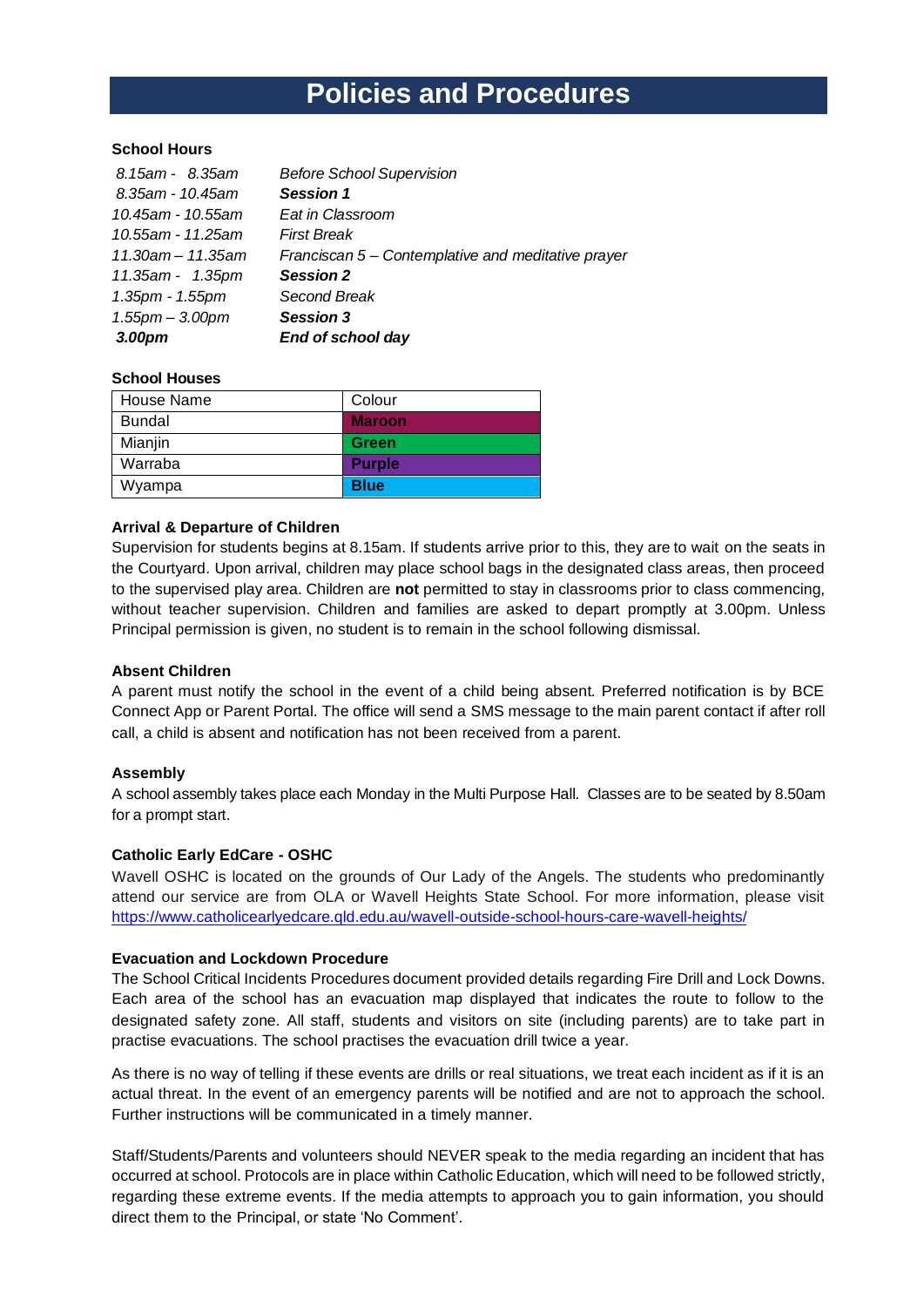# Policies and Procedures

**School Hours**

| | |
|---|---|
| *8.15am - 8.35am* | *Before School Supervision* |
| *8.35am - 10.45am* | ***Session 1*** |
| *10.45am - 10.55am* | *Eat in Classroom* |
| *10.55am - 11.25am* | *First Break* |
| *11.30am – 11.35am* | *Franciscan 5 – Contemplative and meditative prayer* |
| *11.35am - 1.35pm* | ***Session 2*** |
| *1.35pm - 1.55pm* | *Second Break* |
| *1.55pm – 3.00pm* | ***Session 3*** |
| ***3.00pm*** | ***End of school day*** |

**School Houses**

| House Name | Colour |
|---|---|
| Bundal | **Maroon** |
| Mianjin | **Green** |
| Warraba | **Purple** |
| Wyampa | **Blue** |

**Arrival & Departure of Children**

Supervision for students begins at 8.15am. If students arrive prior to this, they are to wait on the seats in the Courtyard. Upon arrival, children may place school bags in the designated class areas, then proceed to the supervised play area. Children are **not** permitted to stay in classrooms prior to class commencing, without teacher supervision. Children and families are asked to depart promptly at 3.00pm. Unless Principal permission is given, no student is to remain in the school following dismissal.

**Absent Children**

A parent must notify the school in the event of a child being absent. Preferred notification is by BCE Connect App or Parent Portal. The office will send a SMS message to the main parent contact if after roll call, a child is absent and notification has not been received from a parent.

**Assembly**

A school assembly takes place each Monday in the Multi Purpose Hall. Classes are to be seated by 8.50am for a prompt start.

**Catholic Early EdCare - OSHC**

Wavell OSHC is located on the grounds of Our Lady of the Angels. The students who predominantly attend our service are from OLA or Wavell Heights State School. For more information, please visit https://www.catholicearlyedcare.qld.edu.au/wavell-outside-school-hours-care-wavell-heights/

**Evacuation and Lockdown Procedure**

The School Critical Incidents Procedures document provided details regarding Fire Drill and Lock Downs. Each area of the school has an evacuation map displayed that indicates the route to follow to the designated safety zone. All staff, students and visitors on site (including parents) are to take part in practise evacuations. The school practises the evacuation drill twice a year.

As there is no way of telling if these events are drills or real situations, we treat each incident as if it is an actual threat. In the event of an emergency parents will be notified and are not to approach the school. Further instructions will be communicated in a timely manner.

Staff/Students/Parents and volunteers should NEVER speak to the media regarding an incident that has occurred at school. Protocols are in place within Catholic Education, which will need to be followed strictly, regarding these extreme events. If the media attempts to approach you to gain information, you should direct them to the Principal, or state 'No Comment'.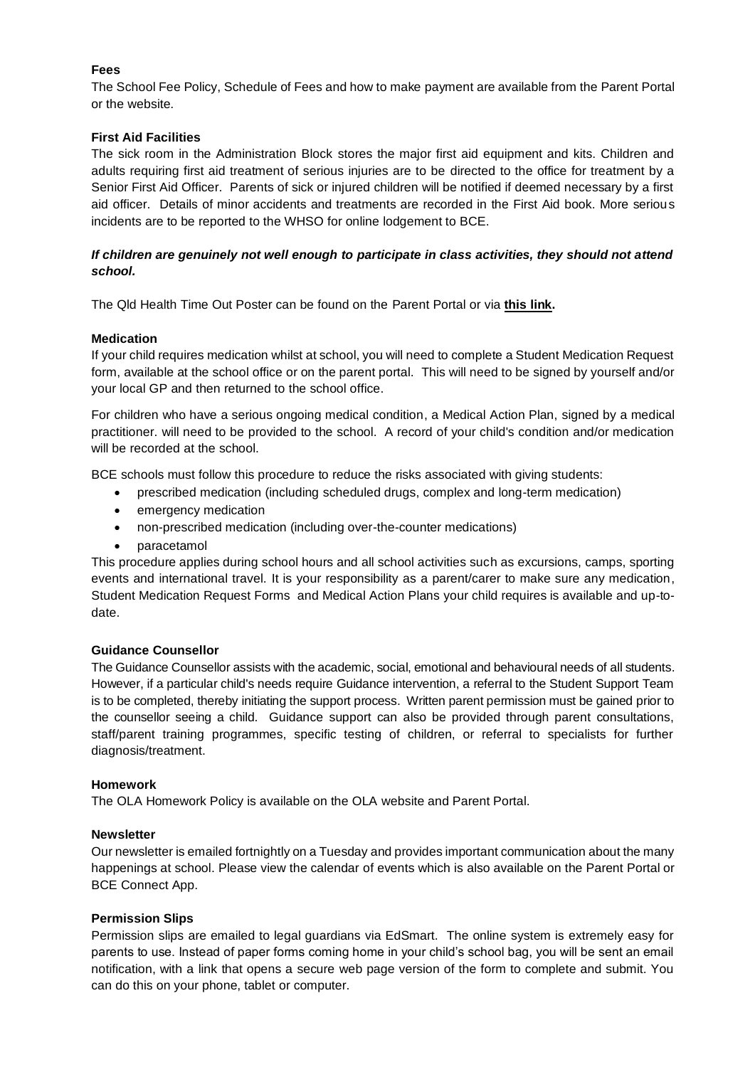**Fees**

The School Fee Policy, Schedule of Fees and how to make payment are available from the Parent Portal or the website.

**First Aid Facilities**

The sick room in the Administration Block stores the major first aid equipment and kits. Children and adults requiring first aid treatment of serious injuries are to be directed to the office for treatment by a Senior First Aid Officer. Parents of sick or injured children will be notified if deemed necessary by a first aid officer. Details of minor accidents and treatments are recorded in the First Aid book. More serious incidents are to be reported to the WHSO for online lodgement to BCE.

***If children are genuinely not well enough to participate in class activities, they should not attend school.***

The Qld Health Time Out Poster can be found on the Parent Portal or via **this link**.

**Medication**

If your child requires medication whilst at school, you will need to complete a Student Medication Request form, available at the school office or on the parent portal. This will need to be signed by yourself and/or your local GP and then returned to the school office.

For children who have a serious ongoing medical condition, a Medical Action Plan, signed by a medical practitioner. will need to be provided to the school. A record of your child's condition and/or medication will be recorded at the school.

BCE schools must follow this procedure to reduce the risks associated with giving students:

- prescribed medication (including scheduled drugs, complex and long-term medication)
- emergency medication
- non-prescribed medication (including over-the-counter medications)
- paracetamol

This procedure applies during school hours and all school activities such as excursions, camps, sporting events and international travel. It is your responsibility as a parent/carer to make sure any medication, Student Medication Request Forms and Medical Action Plans your child requires is available and up-to-date.

**Guidance Counsellor**

The Guidance Counsellor assists with the academic, social, emotional and behavioural needs of all students. However, if a particular child's needs require Guidance intervention, a referral to the Student Support Team is to be completed, thereby initiating the support process. Written parent permission must be gained prior to the counsellor seeing a child. Guidance support can also be provided through parent consultations, staff/parent training programmes, specific testing of children, or referral to specialists for further diagnosis/treatment.

**Homework**

The OLA Homework Policy is available on the OLA website and Parent Portal.

**Newsletter**

Our newsletter is emailed fortnightly on a Tuesday and provides important communication about the many happenings at school. Please view the calendar of events which is also available on the Parent Portal or BCE Connect App.

**Permission Slips**

Permission slips are emailed to legal guardians via EdSmart. The online system is extremely easy for parents to use. Instead of paper forms coming home in your child's school bag, you will be sent an email notification, with a link that opens a secure web page version of the form to complete and submit. You can do this on your phone, tablet or computer.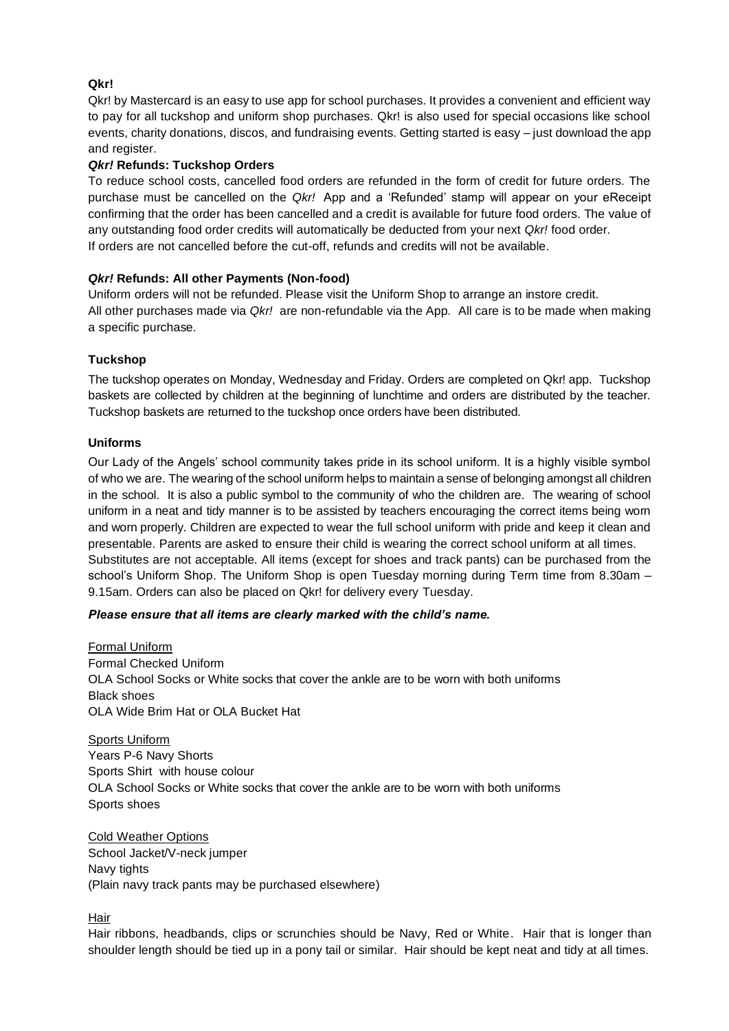### Qkr!

Qkr! by Mastercard is an easy to use app for school purchases. It provides a convenient and efficient way to pay for all tuckshop and uniform shop purchases. Qkr! is also used for special occasions like school events, charity donations, discos, and fundraising events. Getting started is easy – just download the app and register.

#### *Qkr!* Refunds: Tuckshop Orders

To reduce school costs, cancelled food orders are refunded in the form of credit for future orders. The purchase must be cancelled on the *Qkr!* App and a 'Refunded' stamp will appear on your eReceipt confirming that the order has been cancelled and a credit is available for future food orders. The value of any outstanding food order credits will automatically be deducted from your next *Qkr!* food order.
If orders are not cancelled before the cut-off, refunds and credits will not be available.

#### *Qkr!* Refunds: All other Payments (Non-food)

Uniform orders will not be refunded. Please visit the Uniform Shop to arrange an instore credit.
All other purchases made via *Qkr!* are non-refundable via the App. All care is to be made when making a specific purchase.

### Tuckshop

The tuckshop operates on Monday, Wednesday and Friday. Orders are completed on Qkr! app. Tuckshop baskets are collected by children at the beginning of lunchtime and orders are distributed by the teacher. Tuckshop baskets are returned to the tuckshop once orders have been distributed.

### Uniforms

Our Lady of the Angels' school community takes pride in its school uniform. It is a highly visible symbol of who we are. The wearing of the school uniform helps to maintain a sense of belonging amongst all children in the school. It is also a public symbol to the community of who the children are. The wearing of school uniform in a neat and tidy manner is to be assisted by teachers encouraging the correct items being worn and worn properly. Children are expected to wear the full school uniform with pride and keep it clean and presentable. Parents are asked to ensure their child is wearing the correct school uniform at all times.
Substitutes are not acceptable. All items (except for shoes and track pants) can be purchased from the school's Uniform Shop. The Uniform Shop is open Tuesday morning during Term time from 8.30am – 9.15am. Orders can also be placed on Qkr! for delivery every Tuesday.

***Please ensure that all items are clearly marked with the child's name.***

<u>Formal Uniform</u>
Formal Checked Uniform
OLA School Socks or White socks that cover the ankle are to be worn with both uniforms
Black shoes
OLA Wide Brim Hat or OLA Bucket Hat

<u>Sports Uniform</u>
Years P-6 Navy Shorts
Sports Shirt with house colour
OLA School Socks or White socks that cover the ankle are to be worn with both uniforms
Sports shoes

<u>Cold Weather Options</u>
School Jacket/V-neck jumper
Navy tights
(Plain navy track pants may be purchased elsewhere)

<u>Hair</u>
Hair ribbons, headbands, clips or scrunchies should be Navy, Red or White. Hair that is longer than shoulder length should be tied up in a pony tail or similar. Hair should be kept neat and tidy at all times.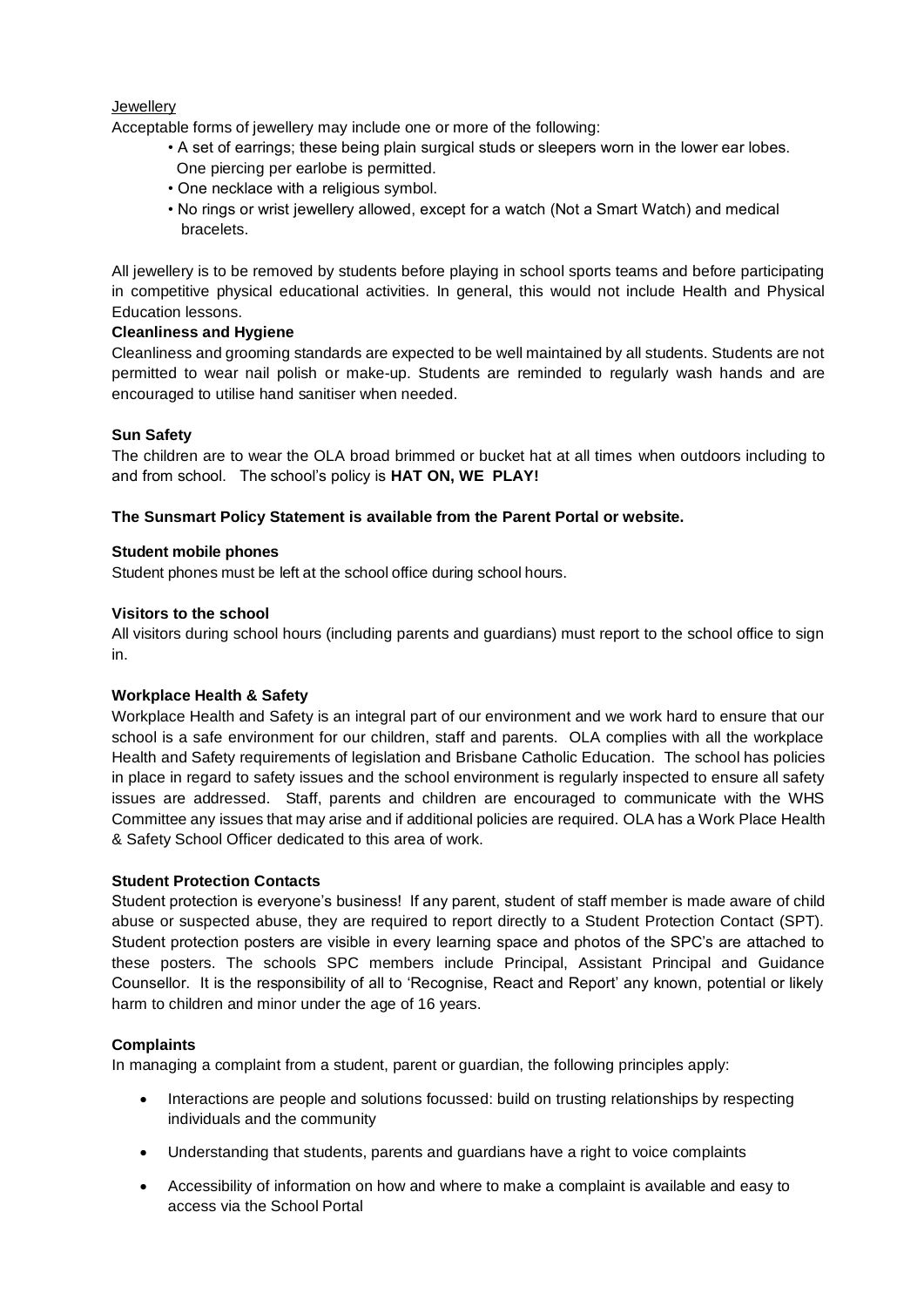Jewellery

Acceptable forms of jewellery may include one or more of the following:

- A set of earrings; these being plain surgical studs or sleepers worn in the lower ear lobes. One piercing per earlobe is permitted.
- One necklace with a religious symbol.
- No rings or wrist jewellery allowed, except for a watch (Not a Smart Watch) and medical bracelets.

All jewellery is to be removed by students before playing in school sports teams and before participating in competitive physical educational activities. In general, this would not include Health and Physical Education lessons.

**Cleanliness and Hygiene**

Cleanliness and grooming standards are expected to be well maintained by all students. Students are not permitted to wear nail polish or make-up. Students are reminded to regularly wash hands and are encouraged to utilise hand sanitiser when needed.

**Sun Safety**

The children are to wear the OLA broad brimmed or bucket hat at all times when outdoors including to and from school. The school's policy is **HAT ON, WE PLAY!**

**The Sunsmart Policy Statement is available from the Parent Portal or website.**

**Student mobile phones**

Student phones must be left at the school office during school hours.

**Visitors to the school**

All visitors during school hours (including parents and guardians) must report to the school office to sign in.

**Workplace Health & Safety**

Workplace Health and Safety is an integral part of our environment and we work hard to ensure that our school is a safe environment for our children, staff and parents. OLA complies with all the workplace Health and Safety requirements of legislation and Brisbane Catholic Education. The school has policies in place in regard to safety issues and the school environment is regularly inspected to ensure all safety issues are addressed. Staff, parents and children are encouraged to communicate with the WHS Committee any issues that may arise and if additional policies are required. OLA has a Work Place Health & Safety School Officer dedicated to this area of work.

**Student Protection Contacts**

Student protection is everyone's business! If any parent, student of staff member is made aware of child abuse or suspected abuse, they are required to report directly to a Student Protection Contact (SPT). Student protection posters are visible in every learning space and photos of the SPC's are attached to these posters. The schools SPC members include Principal, Assistant Principal and Guidance Counsellor. It is the responsibility of all to 'Recognise, React and Report' any known, potential or likely harm to children and minor under the age of 16 years.

**Complaints**

In managing a complaint from a student, parent or guardian, the following principles apply:

- Interactions are people and solutions focussed: build on trusting relationships by respecting individuals and the community
- Understanding that students, parents and guardians have a right to voice complaints
- Accessibility of information on how and where to make a complaint is available and easy to access via the School Portal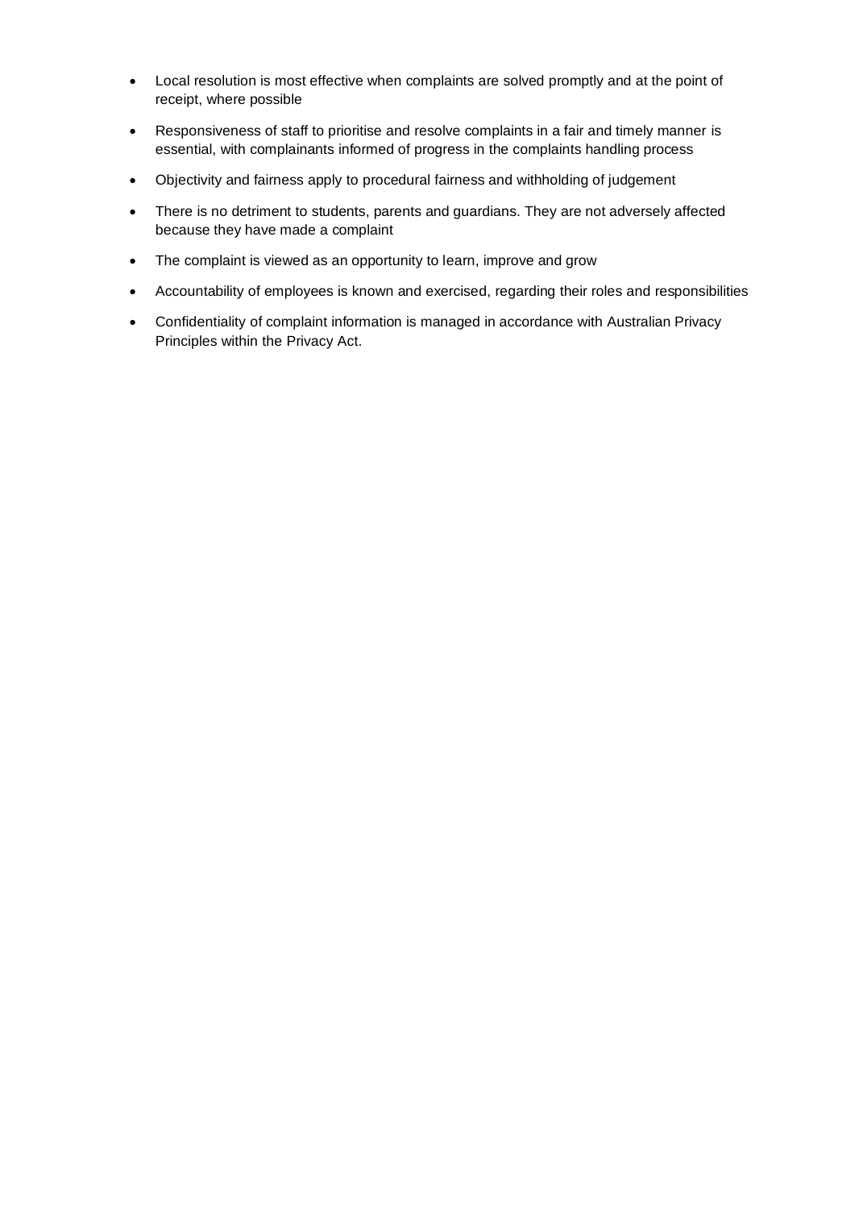- Local resolution is most effective when complaints are solved promptly and at the point of receipt, where possible
- Responsiveness of staff to prioritise and resolve complaints in a fair and timely manner is essential, with complainants informed of progress in the complaints handling process
- Objectivity and fairness apply to procedural fairness and withholding of judgement
- There is no detriment to students, parents and guardians. They are not adversely affected because they have made a complaint
- The complaint is viewed as an opportunity to learn, improve and grow
- Accountability of employees is known and exercised, regarding their roles and responsibilities
- Confidentiality of complaint information is managed in accordance with Australian Privacy Principles within the Privacy Act.